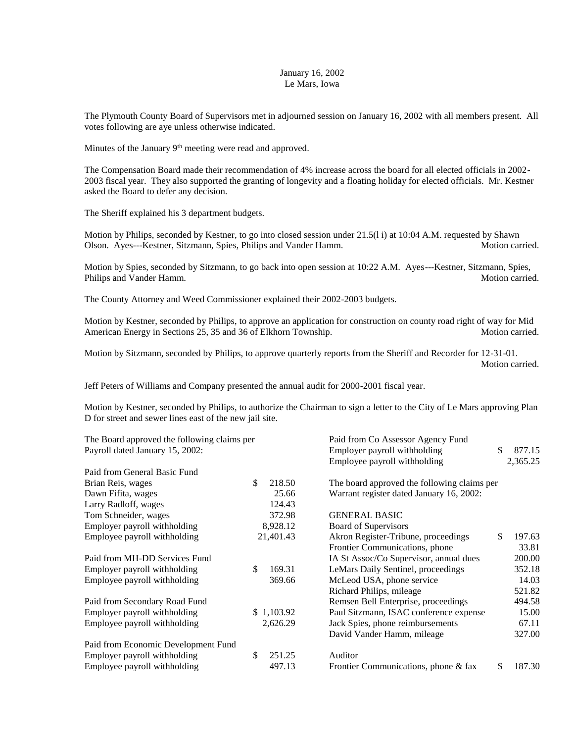January 16, 2002
Le Mars, Iowa

The Plymouth County Board of Supervisors met in adjourned session on January 16, 2002 with all members present. All votes following are aye unless otherwise indicated.

Minutes of the January 9th meeting were read and approved.

The Compensation Board made their recommendation of 4% increase across the board for all elected officials in 2002-2003 fiscal year. They also supported the granting of longevity and a floating holiday for elected officials. Mr. Kestner asked the Board to defer any decision.

The Sheriff explained his 3 department budgets.

Motion by Philips, seconded by Kestner, to go into closed session under 21.5(l i) at 10:04 A.M. requested by Shawn Olson. Ayes---Kestner, Sitzmann, Spies, Philips and Vander Hamm. Motion carried.

Motion by Spies, seconded by Sitzmann, to go back into open session at 10:22 A.M. Ayes---Kestner, Sitzmann, Spies, Philips and Vander Hamm. Motion carried.

The County Attorney and Weed Commissioner explained their 2002-2003 budgets.

Motion by Kestner, seconded by Philips, to approve an application for construction on county road right of way for Mid American Energy in Sections 25, 35 and 36 of Elkhorn Township. Motion carried.

Motion by Sitzmann, seconded by Philips, to approve quarterly reports from the Sheriff and Recorder for 12-31-01. Motion carried.

Jeff Peters of Williams and Company presented the annual audit for 2000-2001 fiscal year.

Motion by Kestner, seconded by Philips, to authorize the Chairman to sign a letter to the City of Le Mars approving Plan D for street and sewer lines east of the new jail site.

The Board approved the following claims per Payroll dated January 15, 2002:

| Paid from General Basic Fund | |
|---|---|
| Brian Reis, wages | $ 218.50 |
| Dawn Fifita, wages | 25.66 |
| Larry Radloff, wages | 124.43 |
| Tom Schneider, wages | 372.98 |
| Employer payroll withholding | 8,928.12 |
| Employee payroll withholding | 21,401.43 |

| Paid from MH-DD Services Fund | |
|---|---|
| Employer payroll withholding | $ 169.31 |
| Employee payroll withholding | 369.66 |

| Paid from Secondary Road Fund | |
|---|---|
| Employer payroll withholding | $ 1,103.92 |
| Employee payroll withholding | 2,626.29 |

| Paid from Economic Development Fund | |
|---|---|
| Employer payroll withholding | $ 251.25 |
| Employee payroll withholding | 497.13 |

| Paid from Co Assessor Agency Fund | |
|---|---|
| Employer payroll withholding | $ 877.15 |
| Employee payroll withholding | 2,365.25 |

The board approved the following claims per Warrant register dated January 16, 2002:

GENERAL BASIC

| Board of Supervisors | |
|---|---|
| Akron Register-Tribune, proceedings | $ 197.63 |
| Frontier Communications, phone | 33.81 |
| IA St Assoc/Co Supervisor, annual dues | 200.00 |
| LeMars Daily Sentinel, proceedings | 352.18 |
| McLeod USA, phone service | 14.03 |
| Richard Philips, mileage | 521.82 |
| Remsen Bell Enterprise, proceedings | 494.58 |
| Paul Sitzmann, ISAC conference expense | 15.00 |
| Jack Spies, phone reimbursements | 67.11 |
| David Vander Hamm, mileage | 327.00 |

| Auditor | |
|---|---|
| Frontier Communications, phone & fax | $ 187.30 |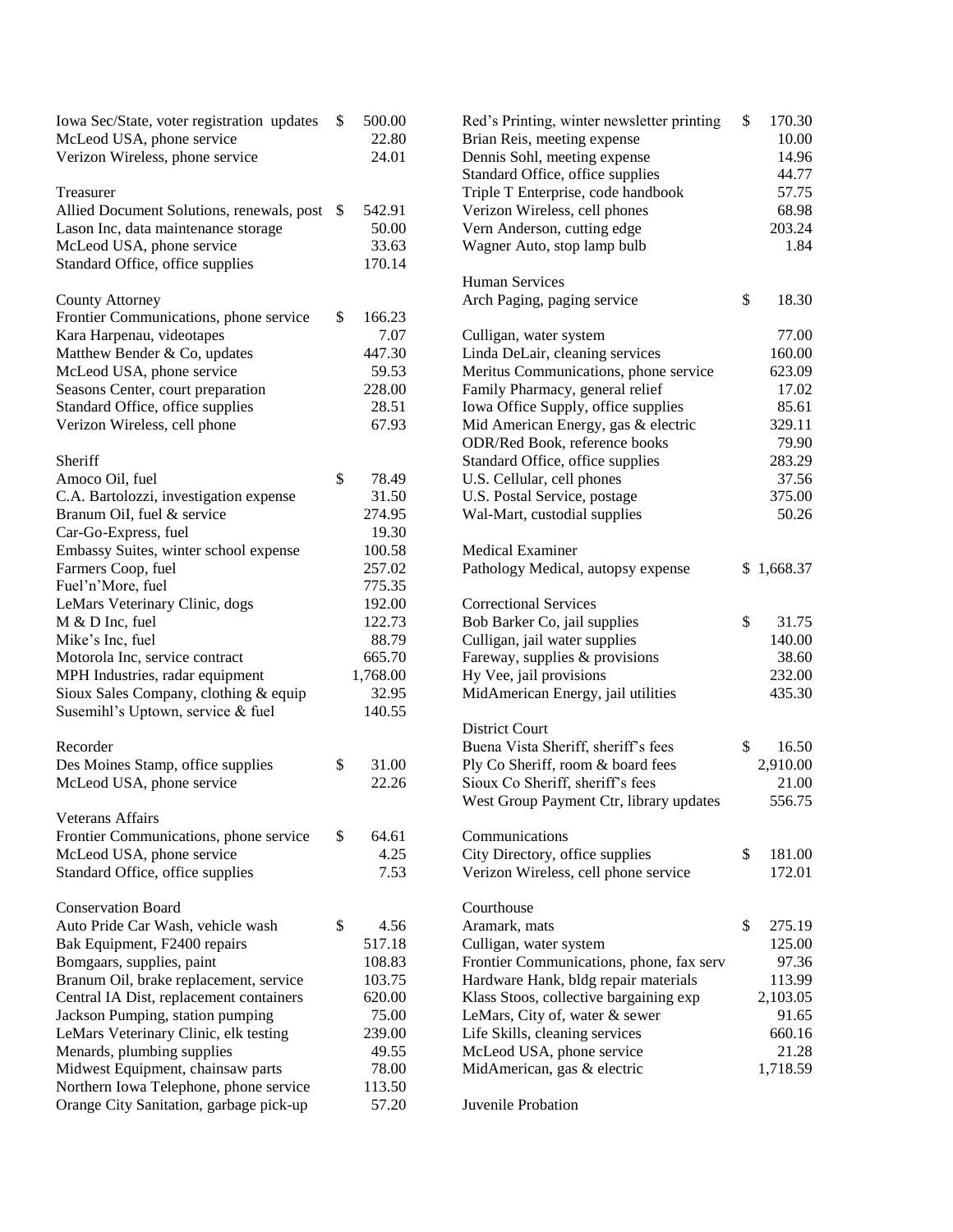| | | |
|---|---|---|
| Iowa Sec/State, voter registration updates | $ | 500.00 |
| McLeod USA, phone service | | 22.80 |
| Verizon Wireless, phone service | | 24.01 |

**Treasurer**

| | | |
|---|---|---|
| Allied Document Solutions, renewals, post | $ | 542.91 |
| Lason Inc, data maintenance storage | | 50.00 |
| McLeod USA, phone service | | 33.63 |
| Standard Office, office supplies | | 170.14 |

**County Attorney**

| | | |
|---|---|---|
| Frontier Communications, phone service | $ | 166.23 |
| Kara Harpenau, videotapes | | 7.07 |
| Matthew Bender & Co, updates | | 447.30 |
| McLeod USA, phone service | | 59.53 |
| Seasons Center, court preparation | | 228.00 |
| Standard Office, office supplies | | 28.51 |
| Verizon Wireless, cell phone | | 67.93 |

**Sheriff**

| | | |
|---|---|---|
| Amoco Oil, fuel | $ | 78.49 |
| C.A. Bartolozzi, investigation expense | | 31.50 |
| Branum OiI, fuel & service | | 274.95 |
| Car-Go-Express, fuel | | 19.30 |
| Embassy Suites, winter school expense | | 100.58 |
| Farmers Coop, fuel | | 257.02 |
| Fuel'n'More, fuel | | 775.35 |
| LeMars Veterinary Clinic, dogs | | 192.00 |
| M & D Inc, fuel | | 122.73 |
| Mike's Inc, fuel | | 88.79 |
| Motorola Inc, service contract | | 665.70 |
| MPH Industries, radar equipment | | 1,768.00 |
| Sioux Sales Company, clothing & equip | | 32.95 |
| Susemihl's Uptown, service & fuel | | 140.55 |

**Recorder**

| | | |
|---|---|---|
| Des Moines Stamp, office supplies | $ | 31.00 |
| McLeod USA, phone service | | 22.26 |

**Veterans Affairs**

| | | |
|---|---|---|
| Frontier Communications, phone service | $ | 64.61 |
| McLeod USA, phone service | | 4.25 |
| Standard Office, office supplies | | 7.53 |

**Conservation Board**

| | | |
|---|---|---|
| Auto Pride Car Wash, vehicle wash | $ | 4.56 |
| Bak Equipment, F2400 repairs | | 517.18 |
| Bomgaars, supplies, paint | | 108.83 |
| Branum Oil, brake replacement, service | | 103.75 |
| Central IA Dist, replacement containers | | 620.00 |
| Jackson Pumping, station pumping | | 75.00 |
| LeMars Veterinary Clinic, elk testing | | 239.00 |
| Menards, plumbing supplies | | 49.55 |
| Midwest Equipment, chainsaw parts | | 78.00 |
| Northern Iowa Telephone, phone service | | 113.50 |
| Orange City Sanitation, garbage pick-up | | 57.20 |
| Red's Printing, winter newsletter printing | $ | 170.30 |
| Brian Reis, meeting expense | | 10.00 |
| Dennis Sohl, meeting expense | | 14.96 |
| Standard Office, office supplies | | 44.77 |
| Triple T Enterprise, code handbook | | 57.75 |
| Verizon Wireless, cell phones | | 68.98 |
| Vern Anderson, cutting edge | | 203.24 |
| Wagner Auto, stop lamp bulb | | 1.84 |

**Human Services**

| | | |
|---|---|---|
| Arch Paging, paging service | $ | 18.30 |
| Culligan, water system | | 77.00 |
| Linda DeLair, cleaning services | | 160.00 |
| Meritus Communications, phone service | | 623.09 |
| Family Pharmacy, general relief | | 17.02 |
| Iowa Office Supply, office supplies | | 85.61 |
| Mid American Energy, gas & electric | | 329.11 |
| ODR/Red Book, reference books | | 79.90 |
| Standard Office, office supplies | | 283.29 |
| U.S. Cellular, cell phones | | 37.56 |
| U.S. Postal Service, postage | | 375.00 |
| Wal-Mart, custodial supplies | | 50.26 |

**Medical Examiner**

| | | |
|---|---|---|
| Pathology Medical, autopsy expense | $ | 1,668.37 |

**Correctional Services**

| | | |
|---|---|---|
| Bob Barker Co, jail supplies | $ | 31.75 |
| Culligan, jail water supplies | | 140.00 |
| Fareway, supplies & provisions | | 38.60 |
| Hy Vee, jail provisions | | 232.00 |
| MidAmerican Energy, jail utilities | | 435.30 |

**District Court**

| | | |
|---|---|---|
| Buena Vista Sheriff, sheriff's fees | $ | 16.50 |
| Ply Co Sheriff, room & board fees | | 2,910.00 |
| Sioux Co Sheriff, sheriff's fees | | 21.00 |
| West Group Payment Ctr, library updates | | 556.75 |

**Communications**

| | | |
|---|---|---|
| City Directory, office supplies | $ | 181.00 |
| Verizon Wireless, cell phone service | | 172.01 |

**Courthouse**

| | | |
|---|---|---|
| Aramark, mats | $ | 275.19 |
| Culligan, water system | | 125.00 |
| Frontier Communications, phone, fax serv | | 97.36 |
| Hardware Hank, bldg repair materials | | 113.99 |
| Klass Stoos, collective bargaining exp | | 2,103.05 |
| LeMars, City of, water & sewer | | 91.65 |
| Life Skills, cleaning services | | 660.16 |
| McLeod USA, phone service | | 21.28 |
| MidAmerican, gas & electric | | 1,718.59 |

**Juvenile Probation**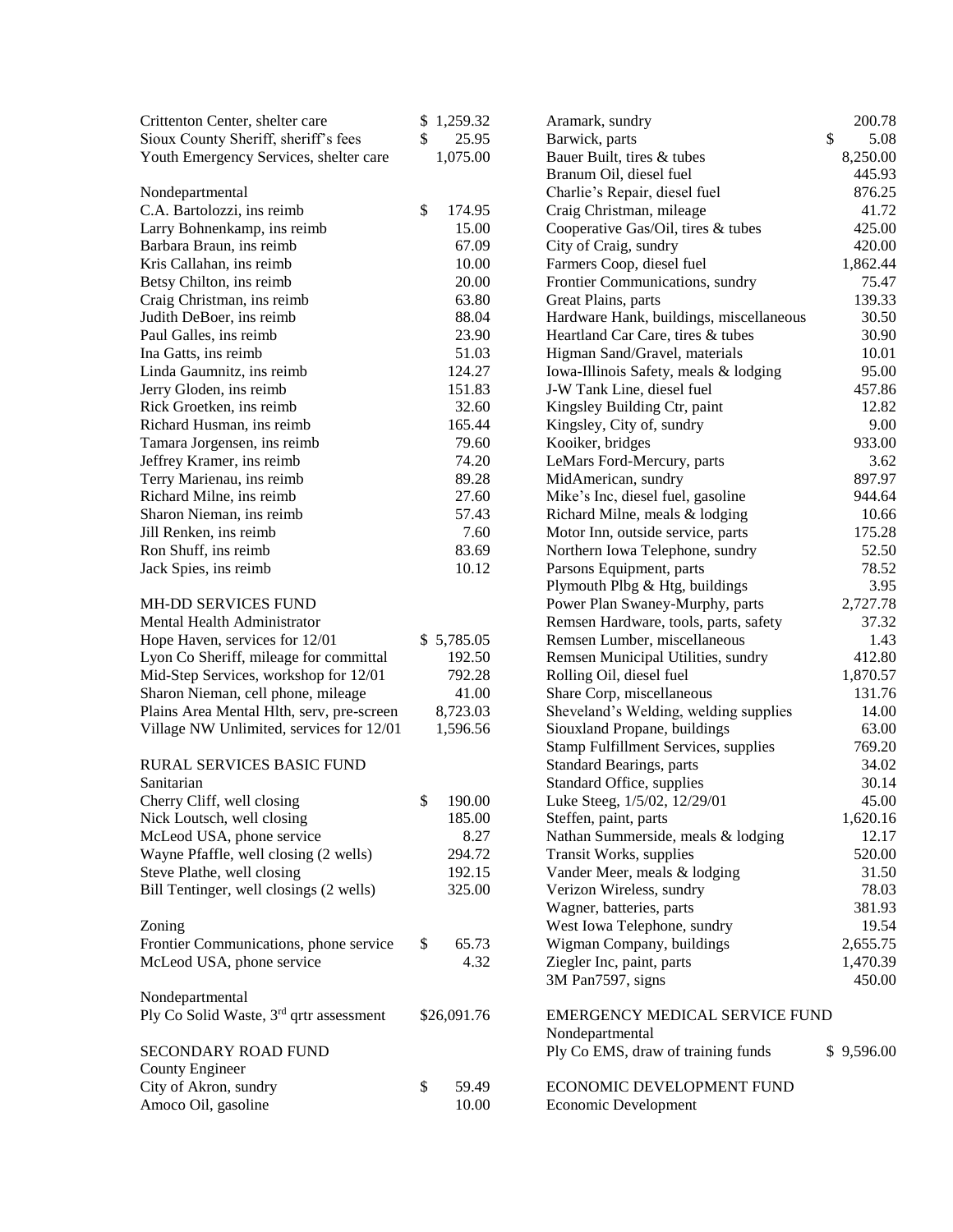| | |
|---|---|
| Crittenton Center, shelter care | $ 1,259.32 |
| Sioux County Sheriff, sheriff's fees | $ 25.95 |
| Youth Emergency Services, shelter care | 1,075.00 |

Nondepartmental

| | |
|---|---|
| C.A. Bartolozzi, ins reimb | $ 174.95 |
| Larry Bohnenkamp, ins reimb | 15.00 |
| Barbara Braun, ins reimb | 67.09 |
| Kris Callahan, ins reimb | 10.00 |
| Betsy Chilton, ins reimb | 20.00 |
| Craig Christman, ins reimb | 63.80 |
| Judith DeBoer, ins reimb | 88.04 |
| Paul Galles, ins reimb | 23.90 |
| Ina Gatts, ins reimb | 51.03 |
| Linda Gaumnitz, ins reimb | 124.27 |
| Jerry Gloden, ins reimb | 151.83 |
| Rick Groetken, ins reimb | 32.60 |
| Richard Husman, ins reimb | 165.44 |
| Tamara Jorgensen, ins reimb | 79.60 |
| Jeffrey Kramer, ins reimb | 74.20 |
| Terry Marienau, ins reimb | 89.28 |
| Richard Milne, ins reimb | 27.60 |
| Sharon Nieman, ins reimb | 57.43 |
| Jill Renken, ins reimb | 7.60 |
| Ron Shuff, ins reimb | 83.69 |
| Jack Spies, ins reimb | 10.12 |

MH-DD SERVICES FUND

Mental Health Administrator

| | |
|---|---|
| Hope Haven, services for 12/01 | $ 5,785.05 |
| Lyon Co Sheriff, mileage for committal | 192.50 |
| Mid-Step Services, workshop for 12/01 | 792.28 |
| Sharon Nieman, cell phone, mileage | 41.00 |
| Plains Area Mental Hlth, serv, pre-screen | 8,723.03 |
| Village NW Unlimited, services for 12/01 | 1,596.56 |

RURAL SERVICES BASIC FUND

Sanitarian

| | |
|---|---|
| Cherry Cliff, well closing | $ 190.00 |
| Nick Loutsch, well closing | 185.00 |
| McLeod USA, phone service | 8.27 |
| Wayne Pfaffle, well closing (2 wells) | 294.72 |
| Steve Plathe, well closing | 192.15 |
| Bill Tentinger, well closings (2 wells) | 325.00 |

Zoning

| | |
|---|---|
| Frontier Communications, phone service | $ 65.73 |
| McLeod USA, phone service | 4.32 |

Nondepartmental

| | |
|---|---|
| Ply Co Solid Waste, 3rd qrtr assessment | $26,091.76 |

SECONDARY ROAD FUND

County Engineer

| | |
|---|---|
| City of Akron, sundry | $ 59.49 |
| Amoco Oil, gasoline | 10.00 |
| Aramark, sundry | 200.78 |
| Barwick, parts | $ 5.08 |
| Bauer Built, tires & tubes | 8,250.00 |
| Branum Oil, diesel fuel | 445.93 |
| Charlie's Repair, diesel fuel | 876.25 |
| Craig Christman, mileage | 41.72 |
| Cooperative Gas/Oil, tires & tubes | 425.00 |
| City of Craig, sundry | 420.00 |
| Farmers Coop, diesel fuel | 1,862.44 |
| Frontier Communications, sundry | 75.47 |
| Great Plains, parts | 139.33 |
| Hardware Hank, buildings, miscellaneous | 30.50 |
| Heartland Car Care, tires & tubes | 30.90 |
| Higman Sand/Gravel, materials | 10.01 |
| Iowa-Illinois Safety, meals & lodging | 95.00 |
| J-W Tank Line, diesel fuel | 457.86 |
| Kingsley Building Ctr, paint | 12.82 |
| Kingsley, City of, sundry | 9.00 |
| Kooiker, bridges | 933.00 |
| LeMars Ford-Mercury, parts | 3.62 |
| MidAmerican, sundry | 897.97 |
| Mike's Inc, diesel fuel, gasoline | 944.64 |
| Richard Milne, meals & lodging | 10.66 |
| Motor Inn, outside service, parts | 175.28 |
| Northern Iowa Telephone, sundry | 52.50 |
| Parsons Equipment, parts | 78.52 |
| Plymouth Plbg & Htg, buildings | 3.95 |
| Power Plan Swaney-Murphy, parts | 2,727.78 |
| Remsen Hardware, tools, parts, safety | 37.32 |
| Remsen Lumber, miscellaneous | 1.43 |
| Remsen Municipal Utilities, sundry | 412.80 |
| Rolling Oil, diesel fuel | 1,870.57 |
| Share Corp, miscellaneous | 131.76 |
| Sheveland's Welding, welding supplies | 14.00 |
| Siouxland Propane, buildings | 63.00 |
| Stamp Fulfillment Services, supplies | 769.20 |
| Standard Bearings, parts | 34.02 |
| Standard Office, supplies | 30.14 |
| Luke Steeg, 1/5/02, 12/29/01 | 45.00 |
| Steffen, paint, parts | 1,620.16 |
| Nathan Summerside, meals & lodging | 12.17 |
| Transit Works, supplies | 520.00 |
| Vander Meer, meals & lodging | 31.50 |
| Verizon Wireless, sundry | 78.03 |
| Wagner, batteries, parts | 381.93 |
| West Iowa Telephone, sundry | 19.54 |
| Wigman Company, buildings | 2,655.75 |
| Ziegler Inc, paint, parts | 1,470.39 |
| 3M Pan7597, signs | 450.00 |

EMERGENCY MEDICAL SERVICE FUND

Nondepartmental

| | |
|---|---|
| Ply Co EMS, draw of training funds | $ 9,596.00 |

ECONOMIC DEVELOPMENT FUND

Economic Development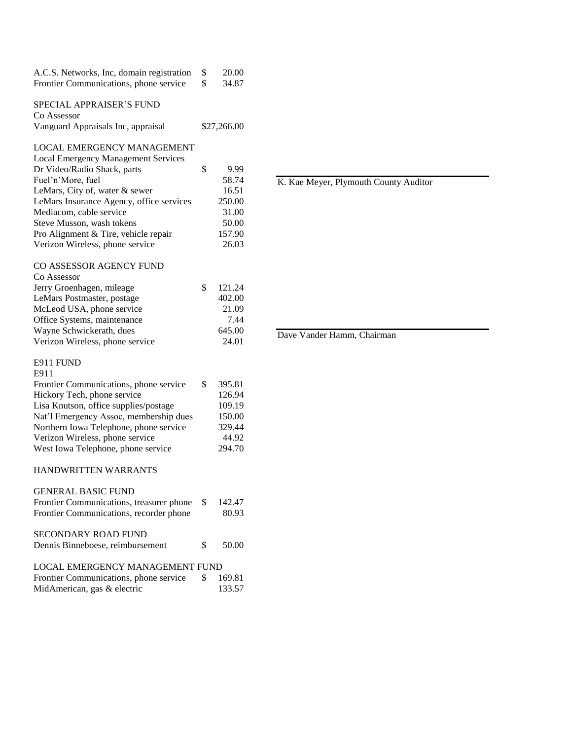| | |
|---|---|
| A.C.S. Networks, Inc, domain registration | $ 20.00 |
| Frontier Communications, phone service | $ 34.87 |

SPECIAL APPRAISER'S FUND
Co Assessor

| | |
|---|---|
| Vanguard Appraisals Inc, appraisal | $27,266.00 |

LOCAL EMERGENCY MANAGEMENT
Local Emergency Management Services

| | |
|---|---|
| Dr Video/Radio Shack, parts | $ 9.99 |
| Fuel'n'More, fuel | 58.74 |
| LeMars, City of, water & sewer | 16.51 |
| LeMars Insurance Agency, office services | 250.00 |
| Mediacom, cable service | 31.00 |
| Steve Musson, wash tokens | 50.00 |
| Pro Alignment & Tire, vehicle repair | 157.90 |
| Verizon Wireless, phone service | 26.03 |

CO ASSESSOR AGENCY FUND
Co Assessor

| | |
|---|---|
| Jerry Groenhagen, mileage | $ 121.24 |
| LeMars Postmaster, postage | 402.00 |
| McLeod USA, phone service | 21.09 |
| Office Systems, maintenance | 7.44 |
| Wayne Schwickerath, dues | 645.00 |
| Verizon Wireless, phone service | 24.01 |

E911 FUND
E911

| | |
|---|---|
| Frontier Communications, phone service | $ 395.81 |
| Hickory Tech, phone service | 126.94 |
| Lisa Knutson, office supplies/postage | 109.19 |
| Nat'l Emergency Assoc, membership dues | 150.00 |
| Northern Iowa Telephone, phone service | 329.44 |
| Verizon Wireless, phone service | 44.92 |
| West Iowa Telephone, phone service | 294.70 |

HANDWRITTEN WARRANTS

GENERAL BASIC FUND

| | |
|---|---|
| Frontier Communications, treasurer phone | $ 142.47 |
| Frontier Communications, recorder phone | 80.93 |

SECONDARY ROAD FUND

| | |
|---|---|
| Dennis Binneboese, reimbursement | $ 50.00 |

LOCAL EMERGENCY MANAGEMENT FUND

| | |
|---|---|
| Frontier Communications, phone service | $ 169.81 |
| MidAmerican, gas & electric | 133.57 |

K. Kae Meyer, Plymouth County Auditor

Dave Vander Hamm, Chairman